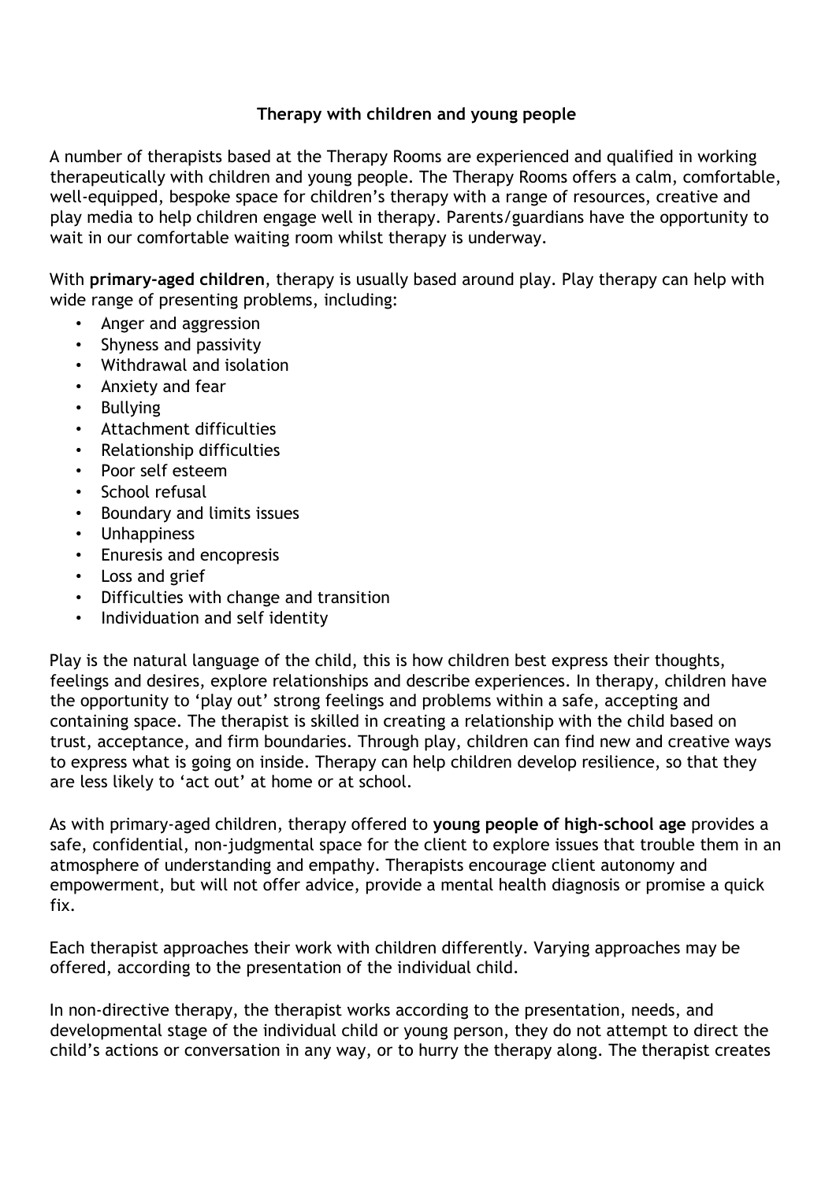**Therapy with children and young people**

A number of therapists based at the Therapy Rooms are experienced and qualified in working therapeutically with children and young people. The Therapy Rooms offers a calm, comfortable, well-equipped, bespoke space for children's therapy with a range of resources, creative and play media to help children engage well in therapy. Parents/guardians have the opportunity to wait in our comfortable waiting room whilst therapy is underway.

With **primary-aged children**, therapy is usually based around play. Play therapy can help with wide range of presenting problems, including:

- Anger and aggression
- Shyness and passivity
- Withdrawal and isolation
- Anxiety and fear
- Bullying
- Attachment difficulties
- Relationship difficulties
- Poor self esteem
- School refusal
- Boundary and limits issues
- Unhappiness
- Enuresis and encopresis
- Loss and grief
- Difficulties with change and transition
- Individuation and self identity

Play is the natural language of the child, this is how children best express their thoughts, feelings and desires, explore relationships and describe experiences. In therapy, children have the opportunity to 'play out' strong feelings and problems within a safe, accepting and containing space. The therapist is skilled in creating a relationship with the child based on trust, acceptance, and firm boundaries. Through play, children can find new and creative ways to express what is going on inside. Therapy can help children develop resilience, so that they are less likely to 'act out' at home or at school.

As with primary-aged children, therapy offered to **young people of high-school age** provides a safe, confidential, non-judgmental space for the client to explore issues that trouble them in an atmosphere of understanding and empathy. Therapists encourage client autonomy and empowerment, but will not offer advice, provide a mental health diagnosis or promise a quick fix.

Each therapist approaches their work with children differently. Varying approaches may be offered, according to the presentation of the individual child.

In non-directive therapy, the therapist works according to the presentation, needs, and developmental stage of the individual child or young person, they do not attempt to direct the child's actions or conversation in any way, or to hurry the therapy along. The therapist creates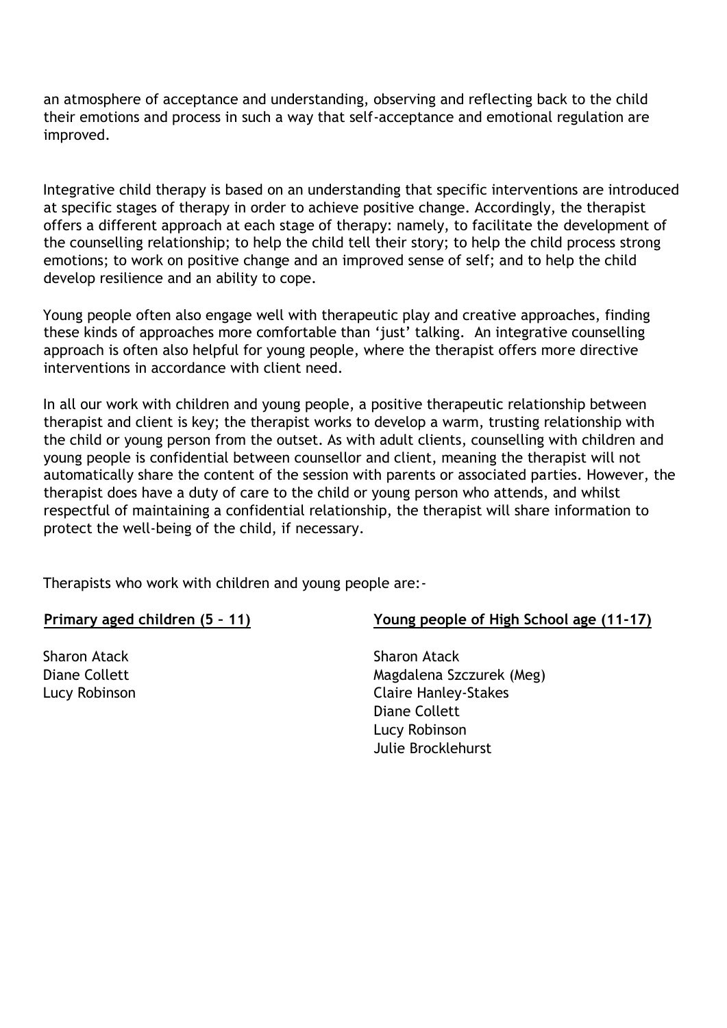an atmosphere of acceptance and understanding, observing and reflecting back to the child their emotions and process in such a way that self-acceptance and emotional regulation are improved.

Integrative child therapy is based on an understanding that specific interventions are introduced at specific stages of therapy in order to achieve positive change. Accordingly, the therapist offers a different approach at each stage of therapy: namely, to facilitate the development of the counselling relationship; to help the child tell their story; to help the child process strong emotions; to work on positive change and an improved sense of self; and to help the child develop resilience and an ability to cope.

Young people often also engage well with therapeutic play and creative approaches, finding these kinds of approaches more comfortable than 'just' talking. An integrative counselling approach is often also helpful for young people, where the therapist offers more directive interventions in accordance with client need.

In all our work with children and young people, a positive therapeutic relationship between therapist and client is key; the therapist works to develop a warm, trusting relationship with the child or young person from the outset. As with adult clients, counselling with children and young people is confidential between counsellor and client, meaning the therapist will not automatically share the content of the session with parents or associated parties. However, the therapist does have a duty of care to the child or young person who attends, and whilst respectful of maintaining a confidential relationship, the therapist will share information to protect the well-being of the child, if necessary.

Therapists who work with children and young people are:-

**Primary aged children (5 – 11)**

Sharon Atack
Diane Collett
Lucy Robinson

**Young people of High School age (11-17)**

Sharon Atack
Magdalena Szczurek (Meg)
Claire Hanley-Stakes
Diane Collett
Lucy Robinson
Julie Brocklehurst